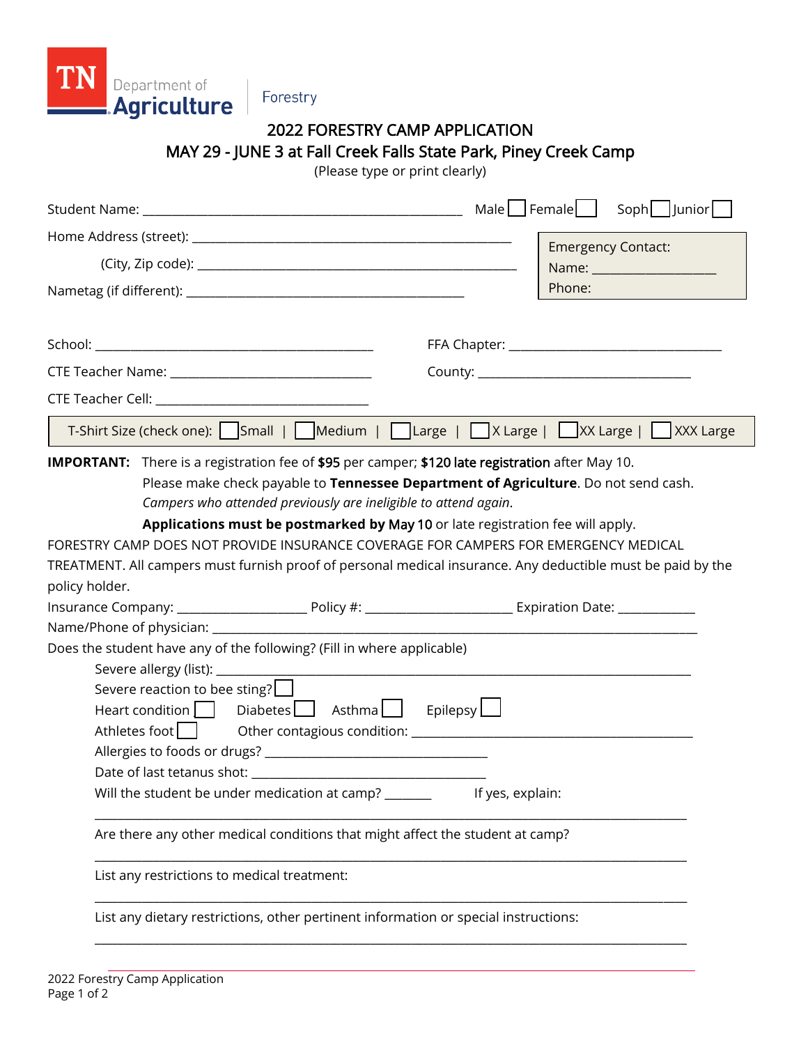TN Department of Agriculture | Forestry

# 2022 FORESTRY CAMP APPLICATION

## MAY 29 - JUNE 3 at Fall Creek Falls State Park, Piney Creek Camp

(Please type or print clearly)

Student Name: ______________________________ Male ☐ Female ☐ Soph ☐ Junior ☐

Home Address (street): ______________________________

(City, Zip code): ______________________________

Nametag (if different): ______________________________

Emergency Contact:
Name: ______________
Phone:

School: ______________________________ FFA Chapter: ______________________________

CTE Teacher Name: ______________________________ County: ______________________________

CTE Teacher Cell: ______________________________

T-Shirt Size (check one): ☐ Small | ☐ Medium | ☐ Large | ☐ X Large | ☐ XX Large | ☐ XXX Large

**IMPORTANT:** There is a registration fee of **$95** per camper; **$120 late registration** after May 10.
Please make check payable to **Tennessee Department of Agriculture**. Do not send cash.
*Campers who attended previously are ineligible to attend again*.
**Applications must be postmarked by May 10** or late registration fee will apply.

FORESTRY CAMP DOES NOT PROVIDE INSURANCE COVERAGE FOR CAMPERS FOR EMERGENCY MEDICAL TREATMENT. All campers must furnish proof of personal medical insurance. Any deductible must be paid by the policy holder.

Insurance Company: ______________ Policy #: ______________ Expiration Date: __________

Name/Phone of physician: ______________________________

Does the student have any of the following? (Fill in where applicable)

Severe allergy (list): ______________________________

Severe reaction to bee sting? ☐

Heart condition ☐ Diabetes ☐ Asthma ☐ Epilepsy ☐

Athletes foot ☐ Other contagious condition: ______________________________

Allergies to foods or drugs? ______________________________

Date of last tetanus shot: ______________________________

Will the student be under medication at camp? _______ If yes, explain:

______________________________

Are there any other medical conditions that might affect the student at camp?

______________________________

List any restrictions to medical treatment:

______________________________

List any dietary restrictions, other pertinent information or special instructions:

______________________________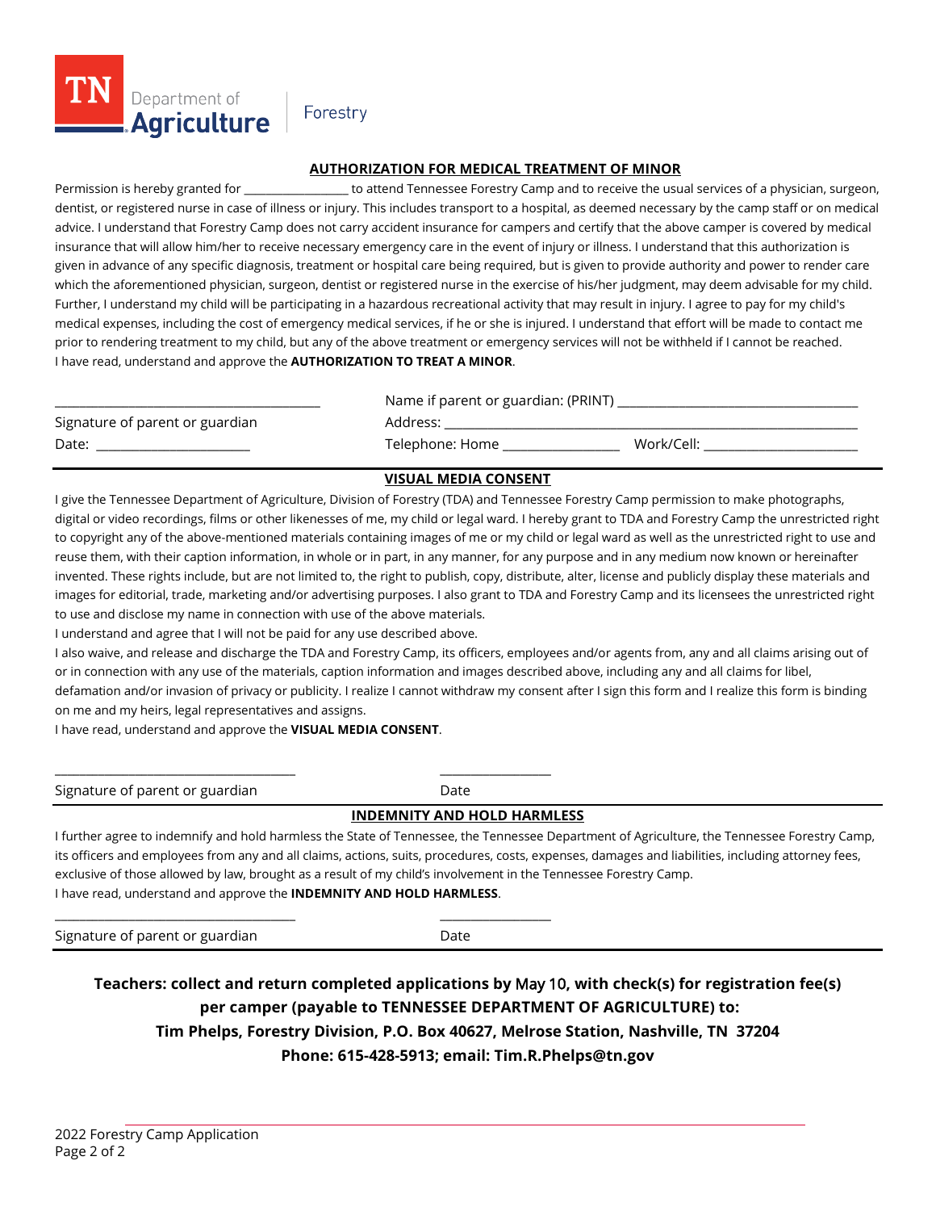TN Department of Agriculture | Forestry

## AUTHORIZATION FOR MEDICAL TREATMENT OF MINOR

Permission is hereby granted for _________________ to attend Tennessee Forestry Camp and to receive the usual services of a physician, surgeon, dentist, or registered nurse in case of illness or injury. This includes transport to a hospital, as deemed necessary by the camp staff or on medical advice. I understand that Forestry Camp does not carry accident insurance for campers and certify that the above camper is covered by medical insurance that will allow him/her to receive necessary emergency care in the event of injury or illness. I understand that this authorization is given in advance of any specific diagnosis, treatment or hospital care being required, but is given to provide authority and power to render care which the aforementioned physician, surgeon, dentist or registered nurse in the exercise of his/her judgment, may deem advisable for my child. Further, I understand my child will be participating in a hazardous recreational activity that may result in injury. I agree to pay for my child's medical expenses, including the cost of emergency medical services, if he or she is injured. I understand that effort will be made to contact me prior to rendering treatment to my child, but any of the above treatment or emergency services will not be withheld if I cannot be reached.
I have read, understand and approve the **AUTHORIZATION TO TREAT A MINOR**.

_________________________________________ Name if parent or guardian: (PRINT) ___________________________________

Signature of parent or guardian Address: _______________________________________________________________

Date: _______________________ Telephone: Home _________________ Work/Cell: _______________________

## VISUAL MEDIA CONSENT

I give the Tennessee Department of Agriculture, Division of Forestry (TDA) and Tennessee Forestry Camp permission to make photographs, digital or video recordings, films or other likenesses of me, my child or legal ward. I hereby grant to TDA and Forestry Camp the unrestricted right to copyright any of the above-mentioned materials containing images of me or my child or legal ward as well as the unrestricted right to use and reuse them, with their caption information, in whole or in part, in any manner, for any purpose and in any medium now known or hereinafter invented. These rights include, but are not limited to, the right to publish, copy, distribute, alter, license and publicly display these materials and images for editorial, trade, marketing and/or advertising purposes. I also grant to TDA and Forestry Camp and its licensees the unrestricted right to use and disclose my name in connection with use of the above materials.
I understand and agree that I will not be paid for any use described above.
I also waive, and release and discharge the TDA and Forestry Camp, its officers, employees and/or agents from, any and all claims arising out of or in connection with any use of the materials, caption information and images described above, including any and all claims for libel, defamation and/or invasion of privacy or publicity. I realize I cannot withdraw my consent after I sign this form and I realize this form is binding on me and my heirs, legal representatives and assigns.
I have read, understand and approve the **VISUAL MEDIA CONSENT**.

_____________________________________ _________________

Signature of parent or guardian Date

## INDEMNITY AND HOLD HARMLESS

I further agree to indemnify and hold harmless the State of Tennessee, the Tennessee Department of Agriculture, the Tennessee Forestry Camp, its officers and employees from any and all claims, actions, suits, procedures, costs, expenses, damages and liabilities, including attorney fees, exclusive of those allowed by law, brought as a result of my child's involvement in the Tennessee Forestry Camp.
I have read, understand and approve the **INDEMNITY AND HOLD HARMLESS**.

_____________________________________ _________________

Signature of parent or guardian Date

**Teachers: collect and return completed applications by May 10, with check(s) for registration fee(s) per camper (payable to TENNESSEE DEPARTMENT OF AGRICULTURE) to:**
**Tim Phelps, Forestry Division, P.O. Box 40627, Melrose Station, Nashville, TN 37204**
**Phone: 615-428-5913; email: Tim.R.Phelps@tn.gov**